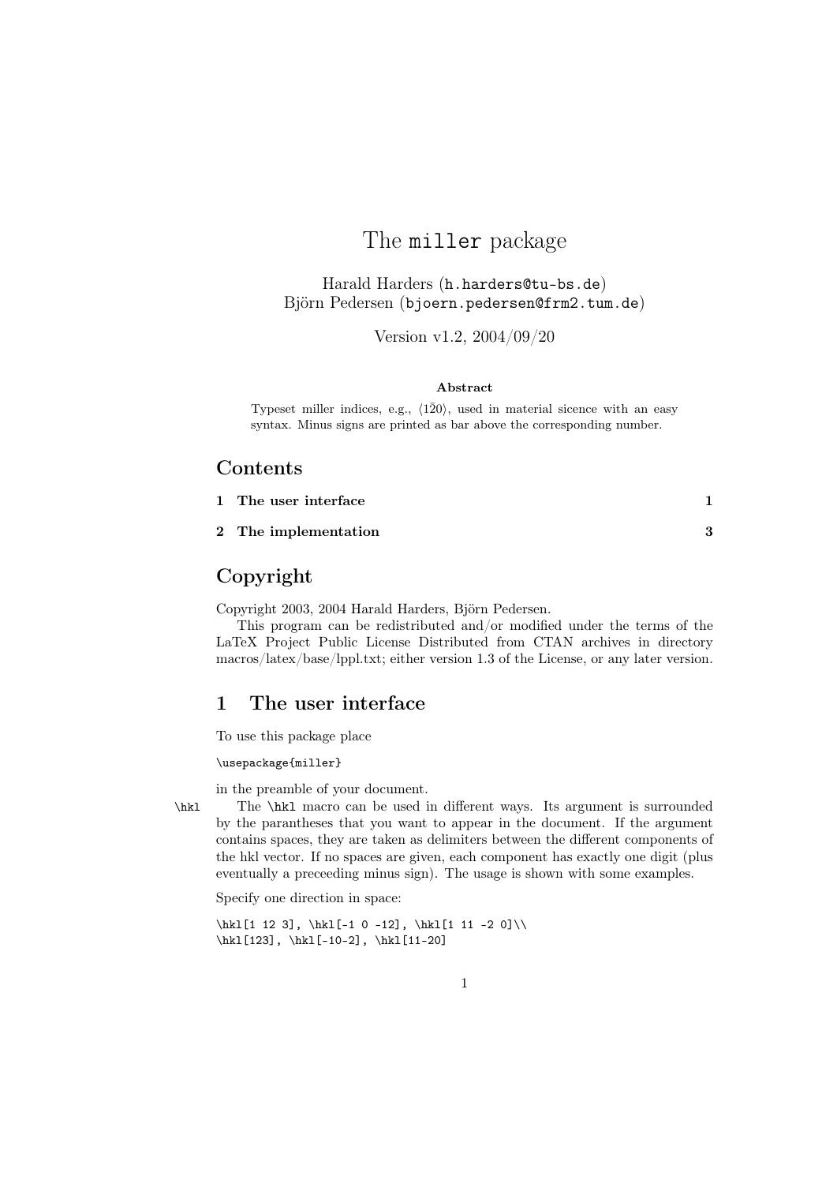# The `miller` package

Harald Harders (`h.harders@tu-bs.de`)
Björn Pedersen (`bjoern.pedersen@frm2.tum.de`)

Version v1.2, 2004/09/20

**Abstract**

Typeset miller indices, e.g., $\langle 1\bar{2}0\rangle$, used in material sicence with an easy syntax. Minus signs are printed as bar above the corresponding number.

## Contents

1 The user interface — 1

2 The implementation — 3

## Copyright

Copyright 2003, 2004 Harald Harders, Björn Pedersen.

This program can be redistributed and/or modified under the terms of the LaTeX Project Public License Distributed from CTAN archives in directory macros/latex/base/lppl.txt; either version 1.3 of the License, or any later version.

## 1 The user interface

To use this package place

```
\usepackage{miller}
```

in the preamble of your document.

`\hkl` The `\hkl` macro can be used in different ways. Its argument is surrounded by the parantheses that you want to appear in the document. If the argument contains spaces, they are taken as delimiters between the different components of the hkl vector. If no spaces are given, each component has exactly one digit (plus eventually a preceeding minus sign). The usage is shown with some examples.

Specify one direction in space:

```
\hkl[1 12 3], \hkl[-1 0 -12], \hkl[1 11 -2 0]\\
\hkl[123], \hkl[-10-2], \hkl[11-20]
```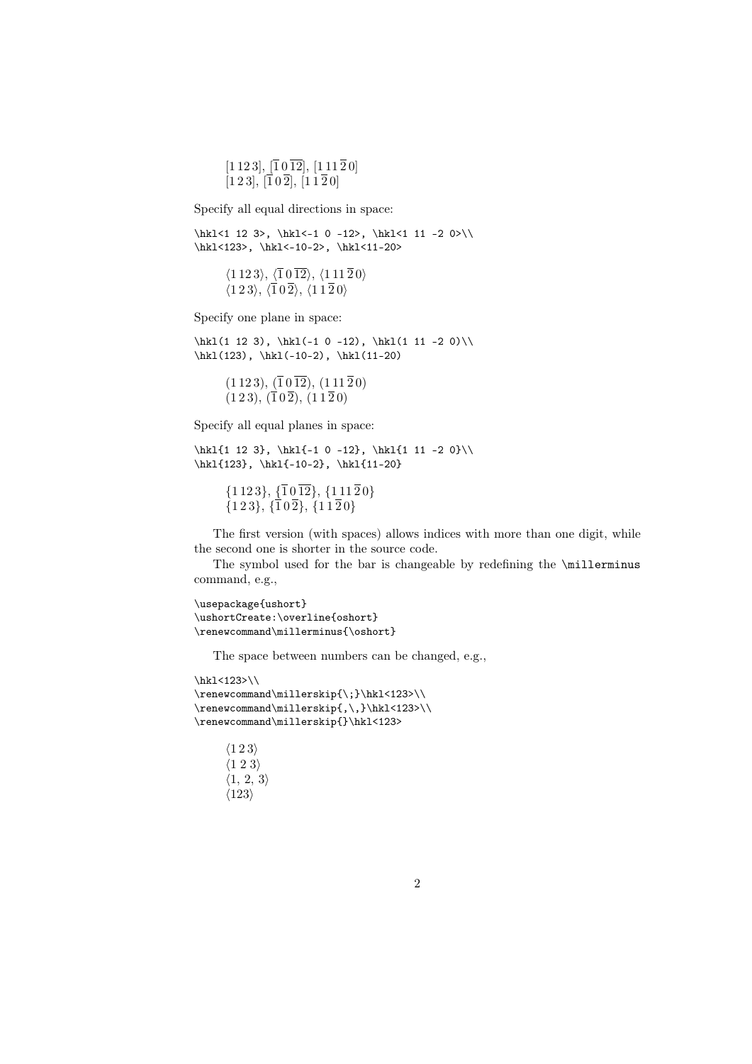$[1\,12\,3]$, $[\overline{1}\,0\,\overline{12}]$, $[1\,11\,\overline{2}\,0]$
$[1\,2\,3]$, $[\overline{1}\,0\,\overline{2}]$, $[1\,1\,\overline{2}\,0]$

Specify all equal directions in space:

```
\hkl<1 12 3>, \hkl<-1 0 -12>, \hkl<1 11 -2 0>\\
\hkl<123>, \hkl<-10-2>, \hkl<11-20>
```

$\langle 1\,12\,3\rangle$, $\langle\overline{1}\,0\,\overline{12}\rangle$, $\langle 1\,11\,\overline{2}\,0\rangle$
$\langle 1\,2\,3\rangle$, $\langle\overline{1}\,0\,\overline{2}\rangle$, $\langle 1\,1\,\overline{2}\,0\rangle$

Specify one plane in space:

```
\hkl(1 12 3), \hkl(-1 0 -12), \hkl(1 11 -2 0)\\
\hkl(123), \hkl(-10-2), \hkl(11-20)
```

$(1\,12\,3)$, $(\overline{1}\,0\,\overline{12})$, $(1\,11\,\overline{2}\,0)$
$(1\,2\,3)$, $(\overline{1}\,0\,\overline{2})$, $(1\,1\,\overline{2}\,0)$

Specify all equal planes in space:

```
\hkl{1 12 3}, \hkl{-1 0 -12}, \hkl{1 11 -2 0}\\
\hkl{123}, \hkl{-10-2}, \hkl{11-20}
```

$\{1\,12\,3\}$, $\{\overline{1}\,0\,\overline{12}\}$, $\{1\,11\,\overline{2}\,0\}$
$\{1\,2\,3\}$, $\{\overline{1}\,0\,\overline{2}\}$, $\{1\,1\,\overline{2}\,0\}$

The first version (with spaces) allows indices with more than one digit, while the second one is shorter in the source code.

The symbol used for the bar is changeable by redefining the `\millerminus` command, e.g.,

```
\usepackage{ushort}
\ushortCreate:\overline{oshort}
\renewcommand\millerminus{\oshort}
```

The space between numbers can be changed, e.g.,

```
\hkl<123>\\
\renewcommand\millerskip{\;}\hkl<123>\\
\renewcommand\millerskip{,\,}\hkl<123>\\
\renewcommand\millerskip{}\hkl<123>
```

$\langle 1\,2\,3\rangle$
$\langle 1\;2\;3\rangle$
$\langle 1,\,2,\,3\rangle$
$\langle 123\rangle$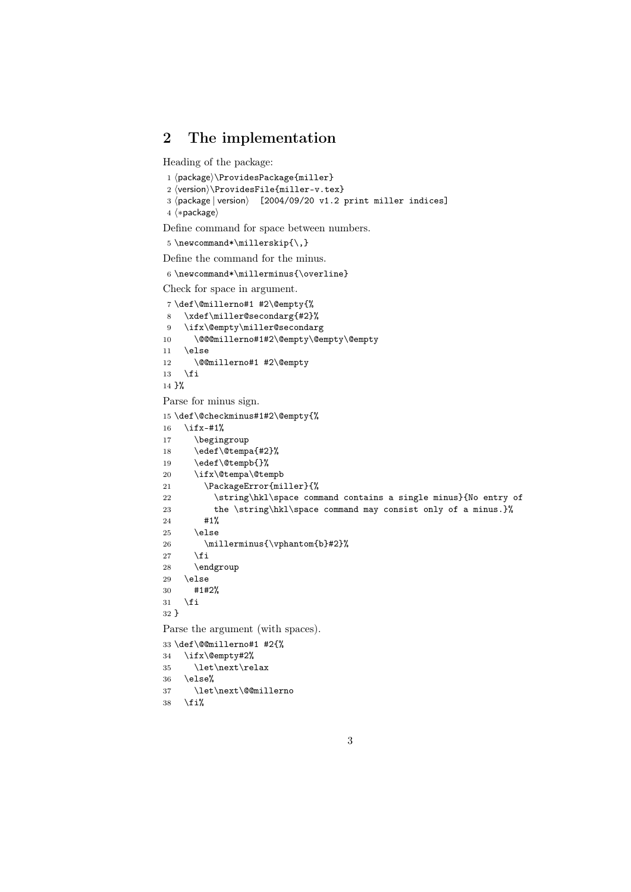## 2 The implementation

Heading of the package:

```
1 ⟨package⟩\ProvidesPackage{miller}
2 ⟨version⟩\ProvidesFile{miller-v.tex}
3 ⟨package | version⟩  [2004/09/20 v1.2 print miller indices]
4 ⟨*package⟩
```

Define command for space between numbers.

```
5 \newcommand*\millerskip{\,}
```

Define the command for the minus.

```
6 \newcommand*\millerminus{\overline}
```

Check for space in argument.

```
7 \def\@millerno#1 #2\@empty{%
8   \xdef\miller@secondarg{#2}%
9   \ifx\@empty\miller@secondarg
10     \@@@millerno#1#2\@empty\@empty\@empty
11   \else
12     \@@millerno#1 #2\@empty
13   \fi
14 }%
```

Parse for minus sign.

```
15 \def\@checkminus#1#2\@empty{%
16   \ifx-#1%
17     \begingroup
18     \edef\@tempa{#2}%
19     \edef\@tempb{}%
20     \ifx\@tempa\@tempb
21       \PackageError{miller}{%
22         \string\hkl\space command contains a single minus}{No entry of
23         the \string\hkl\space command may consist only of a minus.}%
24       #1%
25     \else
26       \millerminus{\vphantom{b}#2}%
27     \fi
28     \endgroup
29   \else
30     #1#2%
31   \fi
32 }
```

Parse the argument (with spaces).

```
33 \def\@@millerno#1 #2{%
34   \ifx\@empty#2%
35     \let\next\relax
36   \else%
37     \let\next\@@millerno
38   \fi%
```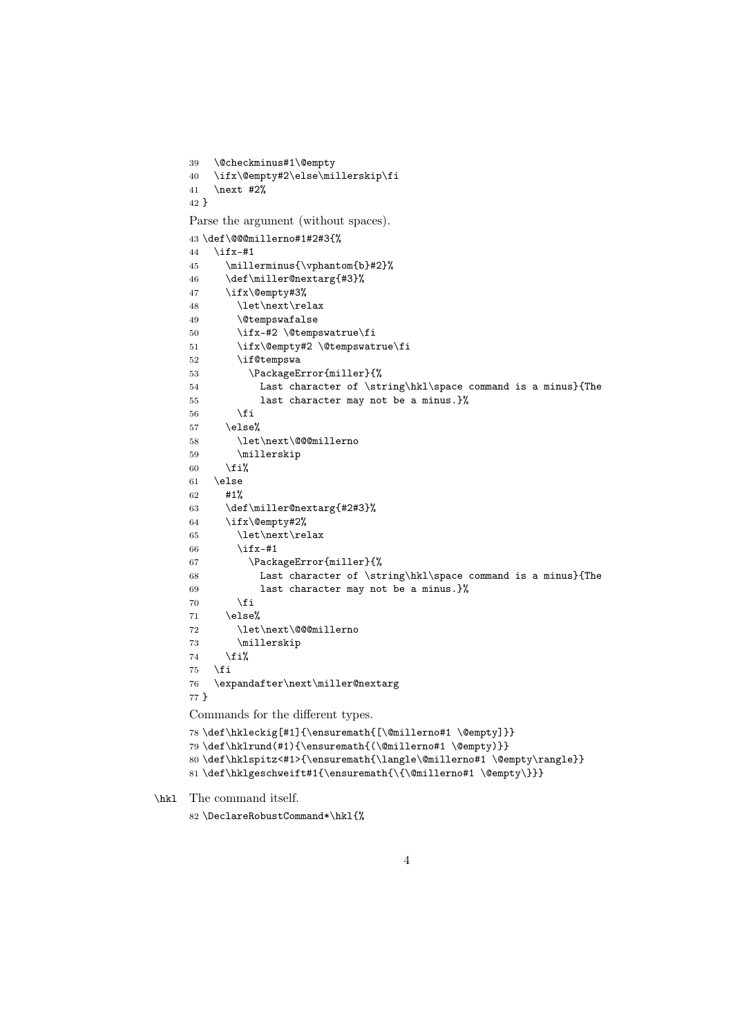```
39   \@checkminus#1\@empty
40   \ifx\@empty#2\else\millerskip\fi
41   \next #2%
42 }
```

Parse the argument (without spaces).

```
43 \def\@@@millerno#1#2#3{%
44   \ifx-#1
45     \millerminus{\vphantom{b}#2}%
46     \def\miller@nextarg{#3}%
47     \ifx\@empty#3%
48       \let\next\relax
49       \@tempswafalse
50       \ifx-#2 \@tempswatrue\fi
51       \ifx\@empty#2 \@tempswatrue\fi
52       \if@tempswa
53         \PackageError{miller}{%
54           Last character of \string\hkl\space command is a minus}{The
55           last character may not be a minus.}%
56       \fi
57     \else%
58       \let\next\@@@millerno
59       \millerskip
60     \fi%
61   \else
62     #1%
63     \def\miller@nextarg{#2#3}%
64     \ifx\@empty#2%
65       \let\next\relax
66       \ifx-#1
67         \PackageError{miller}{%
68           Last character of \string\hkl\space command is a minus}{The
69           last character may not be a minus.}%
70       \fi
71     \else%
72       \let\next\@@@millerno
73       \millerskip
74     \fi%
75   \fi
76   \expandafter\next\miller@nextarg
77 }
```

Commands for the different types.

```
78 \def\hkleckig[#1]{\ensuremath{[\@millerno#1 \@empty]}}
79 \def\hklrund(#1){\ensuremath{(\@millerno#1 \@empty)}}
80 \def\hklspitz<#1>{\ensuremath{\langle\@millerno#1 \@empty\rangle}}
81 \def\hklgeschweift#1{\ensuremath{\{\@millerno#1 \@empty\}}}
```

`\hkl` The command itself.

```
82 \DeclareRobustCommand*\hkl{%
```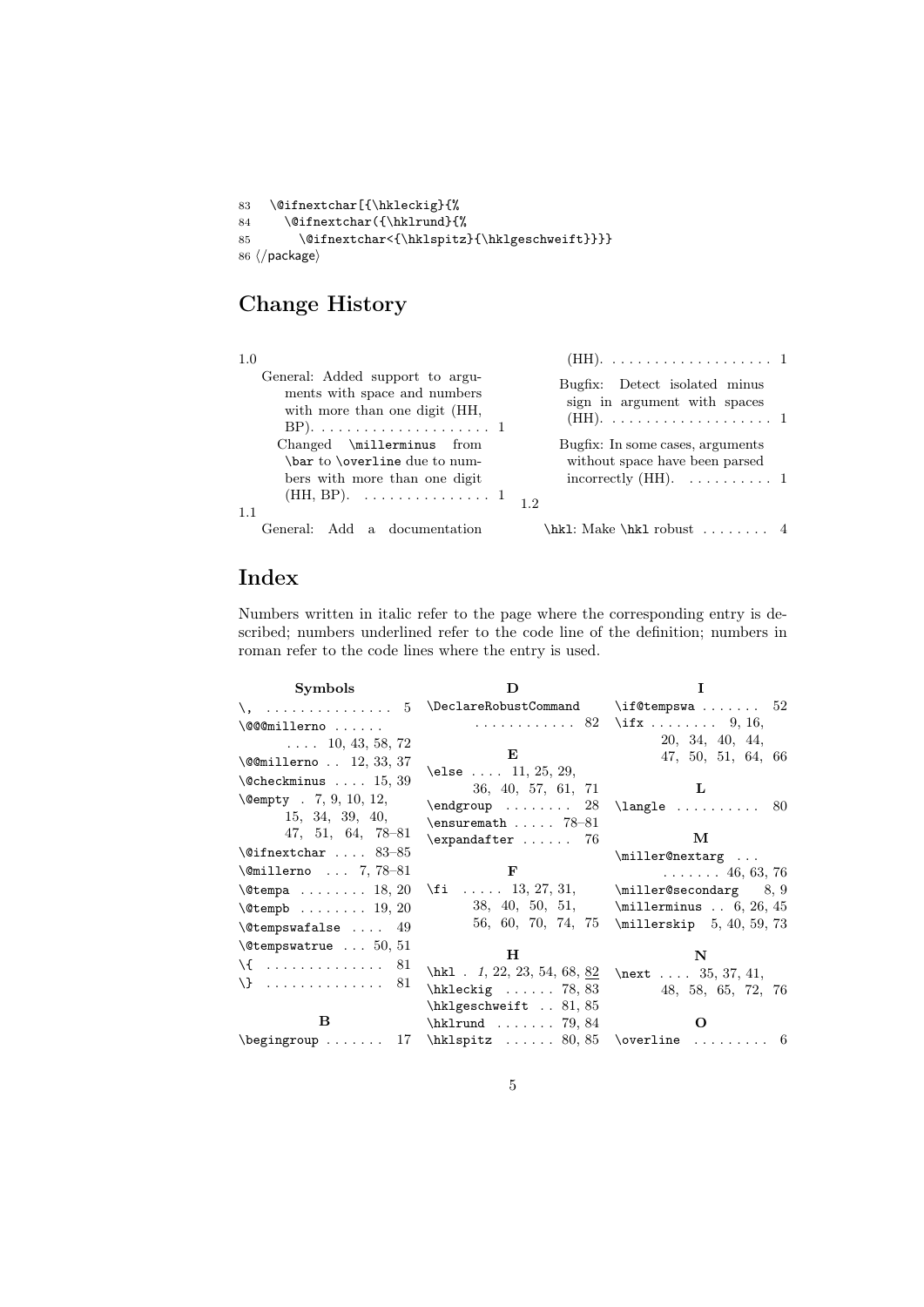```
83   \@ifnextchar[{\hkleckig}{%
84     \@ifnextchar({\hklrund}{%
85       \@ifnextchar<{\hklspitz}{\hklgeschweift}}}}
86 </package>
```

## Change History

1.0

- General: Added support to arguments with space and numbers with more than one digit (HH, BP). . . . . . . . . . . . . . . . . . . . 1
- Changed `\millerminus` from `\bar` to `\overline` due to numbers with more than one digit (HH, BP). . . . . . . . . . . . . . . 1

1.1

- General: Add a documentation (HH). . . . . . . . . . . . . . . . . . . . 1
- Bugfix: Detect isolated minus sign in argument with spaces (HH). . . . . . . . . . . . . . . . . . . . 1
- Bugfix: In some cases, arguments without space have been parsed incorrectly (HH). . . . . . . . . . 1

1.2

- `\hkl`: Make `\hkl` robust . . . . . . . . 4

## Index

Numbers written in italic refer to the page where the corresponding entry is described; numbers underlined refer to the code line of the definition; numbers in roman refer to the code lines where the entry is used.

**Symbols**

- `\,` . . . . . . . . . . . . . . . 5
- `\@@@millerno` . . . . . . 10, 43, 58, 72
- `\@@millerno` . . 12, 33, 37
- `\@checkminus` . . . . 15, 39
- `\@empty` . 7, 9, 10, 12, 15, 34, 39, 40, 47, 51, 64, 78–81
- `\@ifnextchar` . . . . 83–85
- `\@millerno` . . . 7, 78–81
- `\@tempa` . . . . . . . . 18, 20
- `\@tempb` . . . . . . . . 19, 20
- `\@tempswafalse` . . . . 49
- `\@tempswatrue` . . . 50, 51
- `\{` . . . . . . . . . . . . . . 81
- `\}` . . . . . . . . . . . . . . 81

**B**

- `\begingroup` . . . . . . . 17

**D**

- `\DeclareRobustCommand` . . . . . . . . . . . . 82

**E**

- `\else` . . . . 11, 25, 29, 36, 40, 57, 61, 71
- `\endgroup` . . . . . . . . 28
- `\ensuremath` . . . . . 78–81
- `\expandafter` . . . . . . 76

**F**

- `\fi` . . . . . 13, 27, 31, 38, 40, 50, 51, 56, 60, 70, 74, 75

**H**

- `\hkl` . *1*, 22, 23, 54, 68, <u>82</u>
- `\hkleckig` . . . . . . 78, 83
- `\hklgeschweift` . . 81, 85
- `\hklrund` . . . . . . . 79, 84
- `\hklspitz` . . . . . . 80, 85

**I**

- `\if@tempswa` . . . . . . . 52
- `\ifx` . . . . . . . . 9, 16, 20, 34, 40, 44, 47, 50, 51, 64, 66

**L**

- `\langle` . . . . . . . . . . 80

**M**

- `\miller@nextarg` . . . . . . . . . . 46, 63, 76
- `\miller@secondarg` 8, 9
- `\millerminus` . . 6, 26, 45
- `\millerskip` 5, 40, 59, 73

**N**

- `\next` . . . . 35, 37, 41, 48, 58, 65, 72, 76

**O**

- `\overline` . . . . . . . . . 6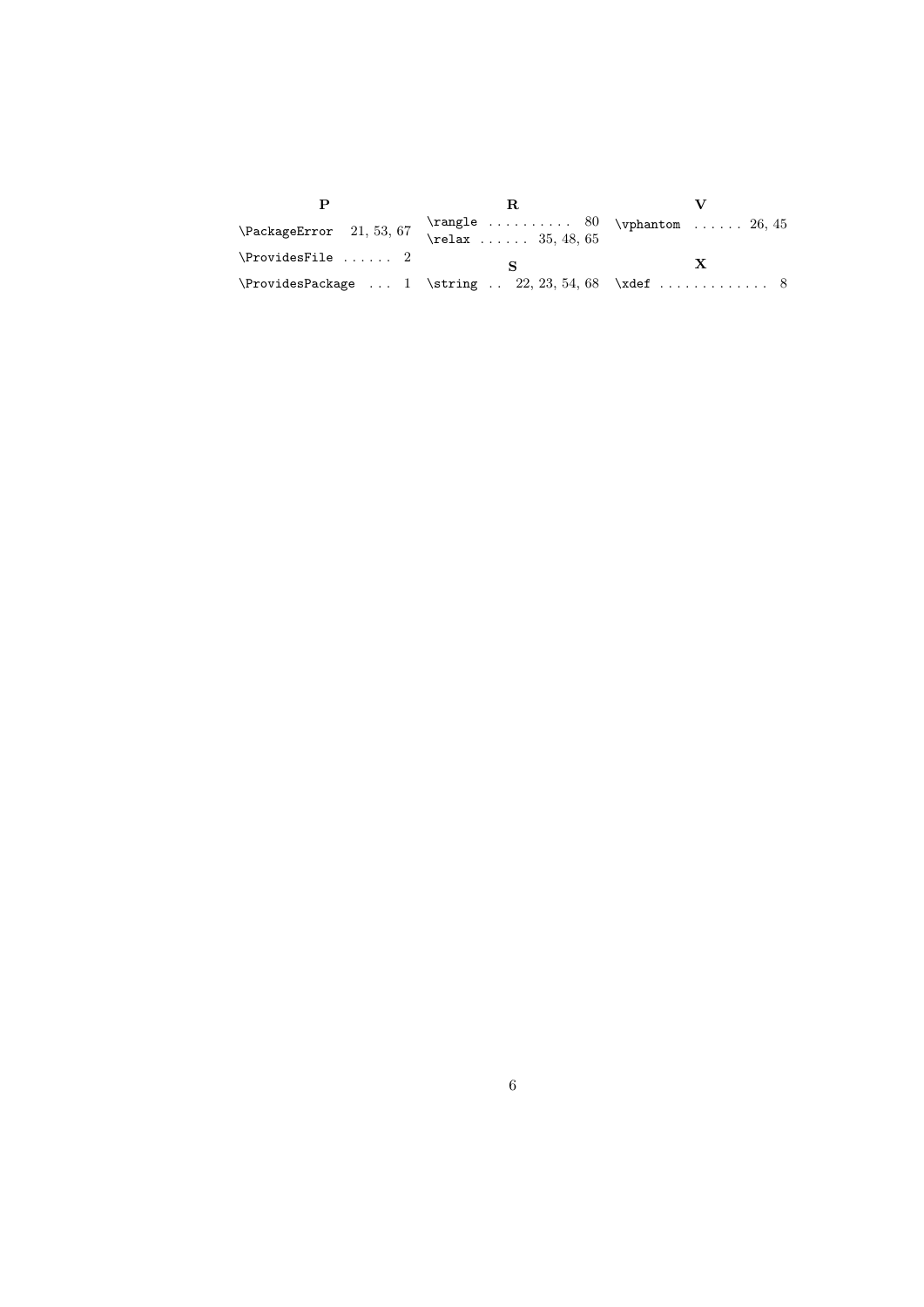**P**

\PackageError 21, 53, 67

\ProvidesFile . . . . . . 2

\ProvidesPackage . . . 1

**R**

\rangle . . . . . . . . . . 80

\relax . . . . . . 35, 48, 65

**S**

\string . . 22, 23, 54, 68

**V**

\vphantom . . . . . . 26, 45

**X**

\xdef . . . . . . . . . . . . . 8